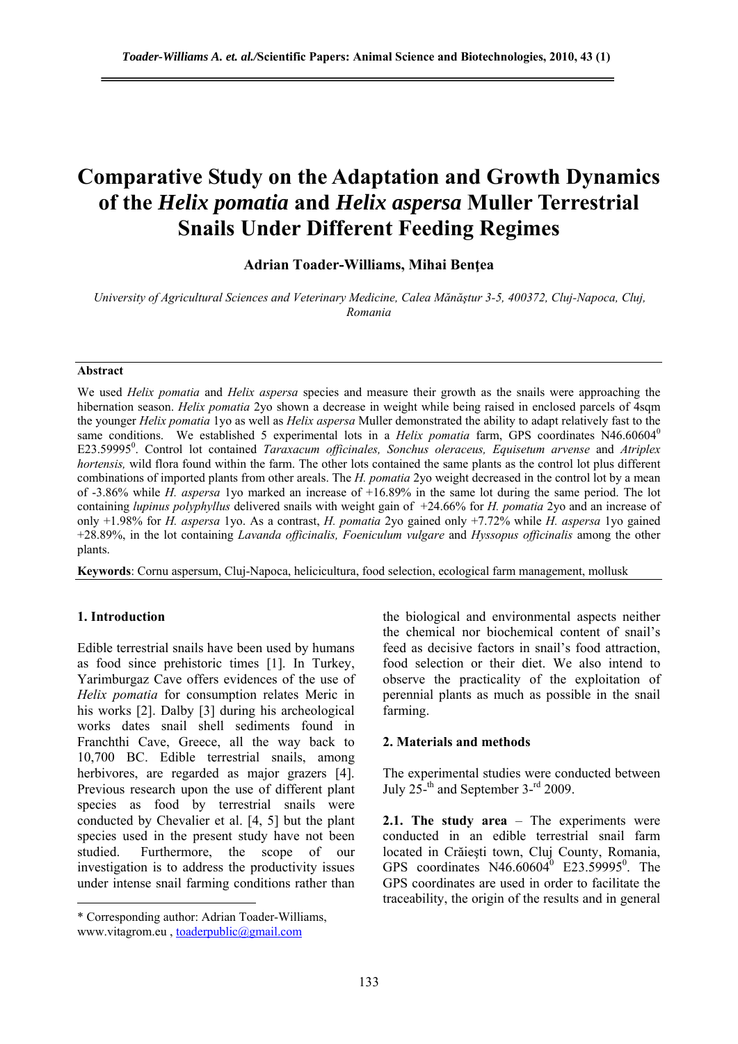# Comparative Study on the Adaptation and Growth Dynamics of the *Helix pomatia* and *Helix aspersa* Muller Terrestrial Snails Under Different Feeding Regimes

**Adrian Toader-Williams, Mihai Benţea**

*University of Agricultural Sciences and Veterinary Medicine, Calea Mănăştur 3-5, 400372, Cluj-Napoca, Cluj, Romania*

**Abstract**

We used *Helix pomatia* and *Helix aspersa* species and measure their growth as the snails were approaching the hibernation season. *Helix pomatia* 2yo shown a decrease in weight while being raised in enclosed parcels of 4sqm the younger *Helix pomatia* 1yo as well as *Helix aspersa* Muller demonstrated the ability to adapt relatively fast to the same conditions. We established 5 experimental lots in a *Helix pomatia* farm, GPS coordinates N46.60604$^0$ E23.59995$^0$. Control lot contained *Taraxacum officinales, Sonchus oleraceus, Equisetum arvense* and *Atriplex hortensis,* wild flora found within the farm. The other lots contained the same plants as the control lot plus different combinations of imported plants from other areals. The *H. pomatia* 2yo weight decreased in the control lot by a mean of -3.86% while *H. aspersa* 1yo marked an increase of +16.89% in the same lot during the same period. The lot containing *lupinus polyphyllus* delivered snails with weight gain of +24.66% for *H. pomatia* 2yo and an increase of only +1.98% for *H. aspersa* 1yo. As a contrast, *H. pomatia* 2yo gained only +7.72% while *H. aspersa* 1yo gained +28.89%, in the lot containing *Lavanda officinalis, Foeniculum vulgare* and *Hyssopus officinalis* among the other plants.

**Keywords**: Cornu aspersum, Cluj-Napoca, helicicultura, food selection, ecological farm management, mollusk

## 1. Introduction

Edible terrestrial snails have been used by humans as food since prehistoric times [1]. In Turkey, Yarimburgaz Cave offers evidences of the use of *Helix pomatia* for consumption relates Meric in his works [2]. Dalby [3] during his archeological works dates snail shell sediments found in Franchthi Cave, Greece, all the way back to 10,700 BC. Edible terrestrial snails, among herbivores, are regarded as major grazers [4]. Previous research upon the use of different plant species as food by terrestrial snails were conducted by Chevalier et al. [4, 5] but the plant species used in the present study have not been studied. Furthermore, the scope of our investigation is to address the productivity issues under intense snail farming conditions rather than the biological and environmental aspects neither the chemical nor biochemical content of snail's feed as decisive factors in snail's food attraction, food selection or their diet. We also intend to observe the practicality of the exploitation of perennial plants as much as possible in the snail farming.

## 2. Materials and methods

The experimental studies were conducted between July 25-th and September 3-rd 2009.

**2.1. The study area** – The experiments were conducted in an edible terrestrial snail farm located in Crăieşti town, Cluj County, Romania, GPS coordinates N46.60604$^0$ E23.59995$^0$. The GPS coordinates are used in order to facilitate the traceability, the origin of the results and in general

* Corresponding author: Adrian Toader-Williams, www.vitagrom.eu , toaderpublic@gmail.com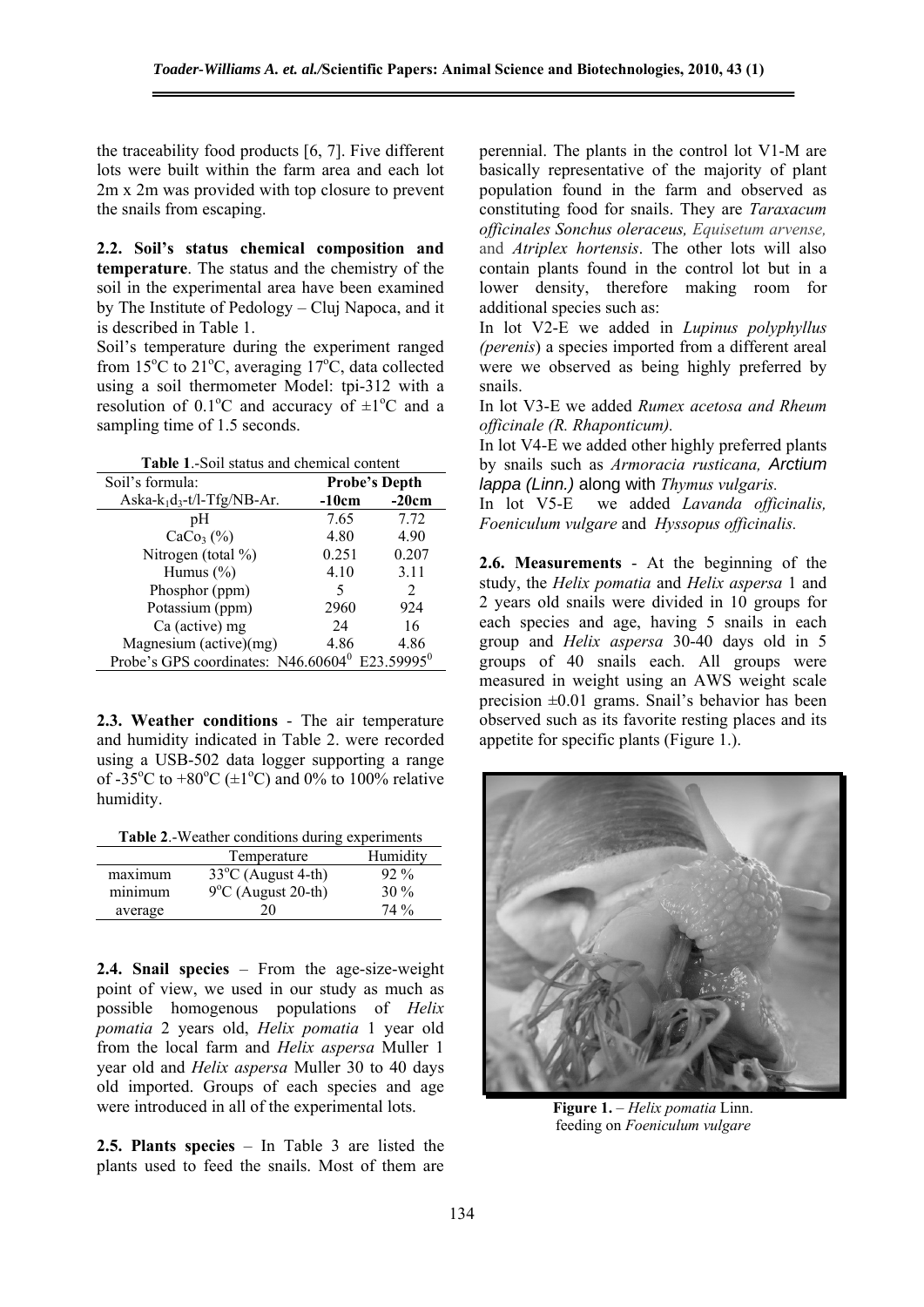the traceability food products [6, 7]. Five different lots were built within the farm area and each lot 2m x 2m was provided with top closure to prevent the snails from escaping.

**2.2. Soil's status chemical composition and temperature**. The status and the chemistry of the soil in the experimental area have been examined by The Institute of Pedology – Cluj Napoca, and it is described in Table 1.

Soil's temperature during the experiment ranged from 15°C to 21°C, averaging 17°C, data collected using a soil thermometer Model: tpi-312 with a resolution of 0.1°C and accuracy of ±1°C and a sampling time of 1.5 seconds.

**Table 1**.-Soil status and chemical content

| Soil's formula: | Probe's Depth | |
|---|---|---|
| Aska-$k_1d_3$-t/l-Tfg/NB-Ar. | **-10cm** | **-20cm** |
| pH | 7.65 | 7.72 |
| $CaCo_3$ (%) | 4.80 | 4.90 |
| Nitrogen (total %) | 0.251 | 0.207 |
| Humus (%) | 4.10 | 3.11 |
| Phosphor (ppm) | 5 | 2 |
| Potassium (ppm) | 2960 | 924 |
| Ca (active) mg | 24 | 16 |
| Magnesium (active)(mg) | 4.86 | 4.86 |
| Probe's GPS coordinates: N46.60604° E23.59995° | | |

**2.3. Weather conditions** - The air temperature and humidity indicated in Table 2. were recorded using a USB-502 data logger supporting a range of -35°C to +80°C (±1°C) and 0% to 100% relative humidity.

**Table 2**.-Weather conditions during experiments

| | Temperature | Humidity |
|---|---|---|
| maximum | 33°C (August 4-th) | 92 % |
| minimum | 9°C (August 20-th) | 30 % |
| average | 20 | 74 % |

**2.4. Snail species** – From the age-size-weight point of view, we used in our study as much as possible homogenous populations of *Helix pomatia* 2 years old, *Helix pomatia* 1 year old from the local farm and *Helix aspersa* Muller 1 year old and *Helix aspersa* Muller 30 to 40 days old imported. Groups of each species and age were introduced in all of the experimental lots.

**2.5. Plants species** – In Table 3 are listed the plants used to feed the snails. Most of them are perennial. The plants in the control lot V1-M are basically representative of the majority of plant population found in the farm and observed as constituting food for snails. They are *Taraxacum officinales Sonchus oleraceus, Equisetum arvense,* and *Atriplex hortensis*. The other lots will also contain plants found in the control lot but in a lower density, therefore making room for additional species such as:

In lot V2-E we added in *Lupinus polyphyllus (perenis*) a species imported from a different areal were we observed as being highly preferred by snails.

In lot V3-E we added *Rumex acetosa and Rheum officinale (R. Rhaponticum).*

In lot V4-E we added other highly preferred plants by snails such as *Armoracia rusticana, Arctium lappa (Linn.)* along with *Thymus vulgaris.*

In lot V5-E we added *Lavanda officinalis, Foeniculum vulgare* and *Hyssopus officinalis.*

**2.6. Measurements** - At the beginning of the study, the *Helix pomatia* and *Helix aspersa* 1 and 2 years old snails were divided in 10 groups for each species and age, having 5 snails in each group and *Helix aspersa* 30-40 days old in 5 groups of 40 snails each. All groups were measured in weight using an AWS weight scale precision ±0.01 grams. Snail's behavior has been observed such as its favorite resting places and its appetite for specific plants (Figure 1.).

**Figure 1.** – *Helix pomatia* Linn. feeding on *Foeniculum vulgare*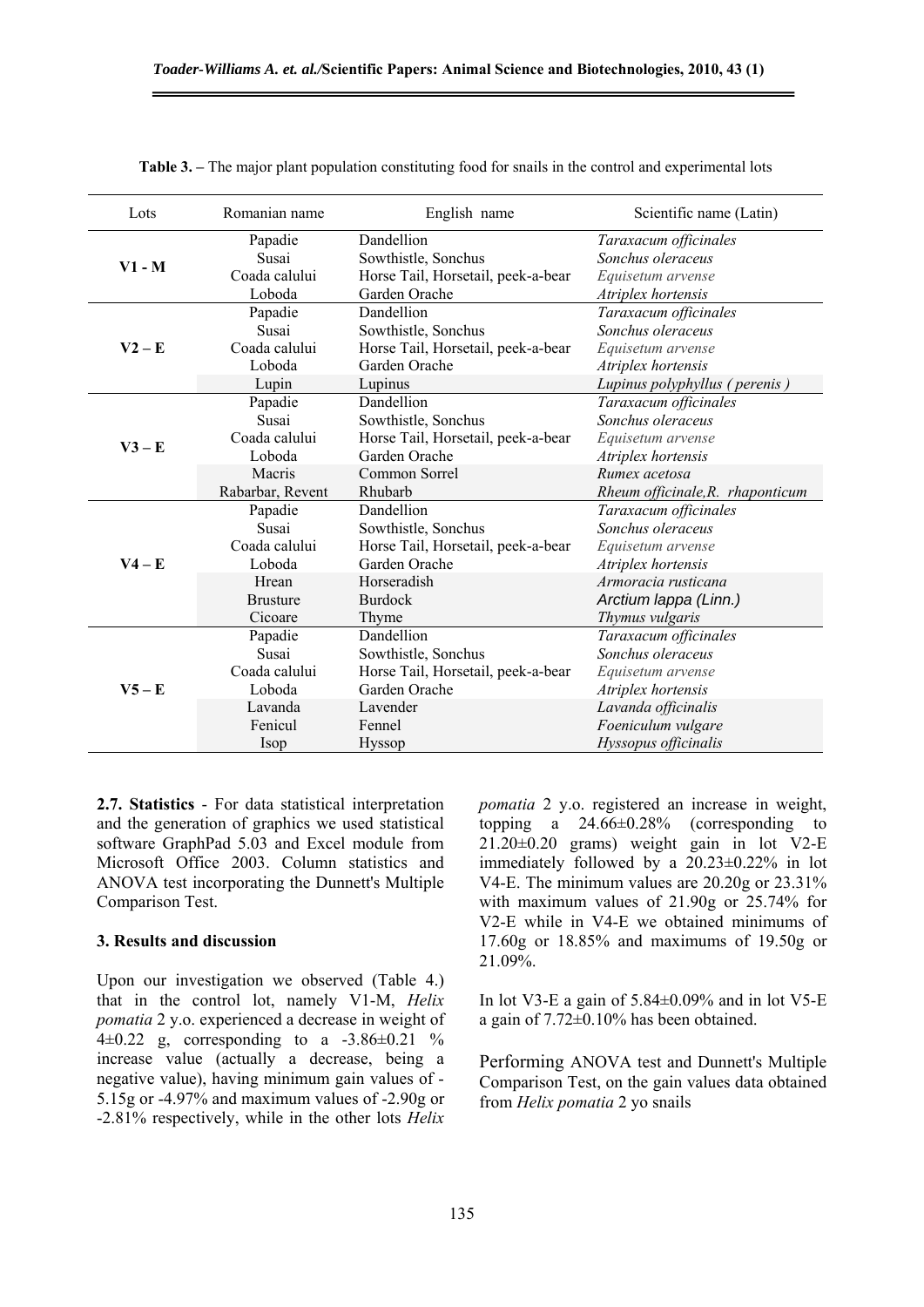**Table 3.** – The major plant population constituting food for snails in the control and experimental lots

| Lots | Romanian name | English name | Scientific name (Latin) |
|---|---|---|---|
| **V1 - M** | Papadie | Dandellion | *Taraxacum officinales* |
| | Susai | Sowthistle, Sonchus | *Sonchus oleraceus* |
| | Coada calului | Horse Tail, Horsetail, peek-a-bear | *Equisetum arvense* |
| | Loboda | Garden Orache | *Atriplex hortensis* |
| **V2 – E** | Papadie | Dandellion | *Taraxacum officinales* |
| | Susai | Sowthistle, Sonchus | *Sonchus oleraceus* |
| | Coada calului | Horse Tail, Horsetail, peek-a-bear | *Equisetum arvense* |
| | Loboda | Garden Orache | *Atriplex hortensis* |
| | Lupin | Lupinus | *Lupinus polyphyllus ( perenis )* |
| **V3 – E** | Papadie | Dandellion | *Taraxacum officinales* |
| | Susai | Sowthistle, Sonchus | *Sonchus oleraceus* |
| | Coada calului | Horse Tail, Horsetail, peek-a-bear | *Equisetum arvense* |
| | Loboda | Garden Orache | *Atriplex hortensis* |
| | Macris | Common Sorrel | *Rumex acetosa* |
| | Rabarbar, Revent | Rhubarb | *Rheum officinale,R. rhaponticum* |
| **V4 – E** | Papadie | Dandellion | *Taraxacum officinales* |
| | Susai | Sowthistle, Sonchus | *Sonchus oleraceus* |
| | Coada calului | Horse Tail, Horsetail, peek-a-bear | *Equisetum arvense* |
| | Loboda | Garden Orache | *Atriplex hortensis* |
| | Hrean | Horseradish | *Armoracia rusticana* |
| | Brusture | Burdock | *Arctium lappa (Linn.)* |
| | Cicoare | Thyme | *Thymus vulgaris* |
| **V5 – E** | Papadie | Dandellion | *Taraxacum officinales* |
| | Susai | Sowthistle, Sonchus | *Sonchus oleraceus* |
| | Coada calului | Horse Tail, Horsetail, peek-a-bear | *Equisetum arvense* |
| | Loboda | Garden Orache | *Atriplex hortensis* |
| | Lavanda | Lavender | *Lavanda officinalis* |
| | Fenicul | Fennel | *Foeniculum vulgare* |
| | Isop | Hyssop | *Hyssopus officinalis* |

**2.7. Statistics** - For data statistical interpretation and the generation of graphics we used statistical software GraphPad 5.03 and Excel module from Microsoft Office 2003. Column statistics and ANOVA test incorporating the Dunnett's Multiple Comparison Test.

**3. Results and discussion**

Upon our investigation we observed (Table 4.) that in the control lot, namely V1-M, *Helix pomatia* 2 y.o. experienced a decrease in weight of 4±0.22 g, corresponding to a -3.86±0.21 % increase value (actually a decrease, being a negative value), having minimum gain values of -5.15g or -4.97% and maximum values of -2.90g or -2.81% respectively, while in the other lots *Helix pomatia* 2 y.o. registered an increase in weight, topping a 24.66±0.28% (corresponding to 21.20±0.20 grams) weight gain in lot V2-E immediately followed by a 20.23±0.22% in lot V4-E. The minimum values are 20.20g or 23.31% with maximum values of 21.90g or 25.74% for V2-E while in V4-E we obtained minimums of 17.60g or 18.85% and maximums of 19.50g or 21.09%.

In lot V3-E a gain of 5.84±0.09% and in lot V5-E a gain of 7.72±0.10% has been obtained.

Performing ANOVA test and Dunnett's Multiple Comparison Test, on the gain values data obtained from *Helix pomatia* 2 yo snails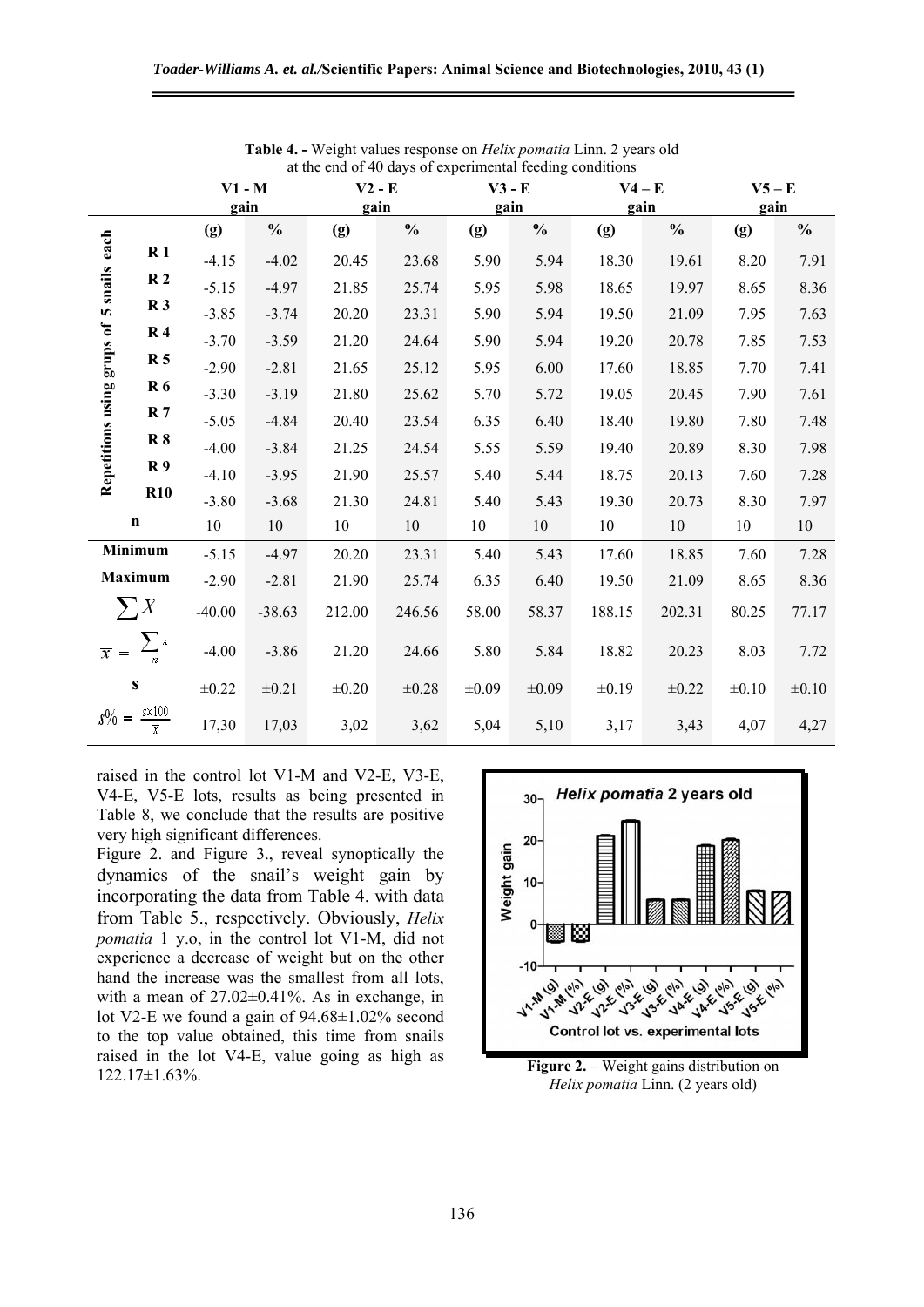**Table 4. -** Weight values response on *Helix pomatia* Linn. 2 years old at the end of 40 days of experimental feeding conditions

| | | V1 - M gain | | V2 - E gain | | V3 - E gain | | V4 – E gain | | V5 – E gain | |
|---|---|---|---|---|---|---|---|---|---|---|---|
| | | (g) | % | (g) | % | (g) | % | (g) | % | (g) | % |
| Repetitions using grups of 5 snails each | R 1 | -4.15 | -4.02 | 20.45 | 23.68 | 5.90 | 5.94 | 18.30 | 19.61 | 8.20 | 7.91 |
| | R 2 | -5.15 | -4.97 | 21.85 | 25.74 | 5.95 | 5.98 | 18.65 | 19.97 | 8.65 | 8.36 |
| | R 3 | -3.85 | -3.74 | 20.20 | 23.31 | 5.90 | 5.94 | 19.50 | 21.09 | 7.95 | 7.63 |
| | R 4 | -3.70 | -3.59 | 21.20 | 24.64 | 5.90 | 5.94 | 19.20 | 20.78 | 7.85 | 7.53 |
| | R 5 | -2.90 | -2.81 | 21.65 | 25.12 | 5.95 | 6.00 | 17.60 | 18.85 | 7.70 | 7.41 |
| | R 6 | -3.30 | -3.19 | 21.80 | 25.62 | 5.70 | 5.72 | 19.05 | 20.45 | 7.90 | 7.61 |
| | R 7 | -5.05 | -4.84 | 20.40 | 23.54 | 6.35 | 6.40 | 18.40 | 19.80 | 7.80 | 7.48 |
| | R 8 | -4.00 | -3.84 | 21.25 | 24.54 | 5.55 | 5.59 | 19.40 | 20.89 | 8.30 | 7.98 |
| | R 9 | -4.10 | -3.95 | 21.90 | 25.57 | 5.40 | 5.44 | 18.75 | 20.13 | 7.60 | 7.28 |
| | R10 | -3.80 | -3.68 | 21.30 | 24.81 | 5.40 | 5.43 | 19.30 | 20.73 | 8.30 | 7.97 |
| n | | 10 | 10 | 10 | 10 | 10 | 10 | 10 | 10 | 10 | 10 |
| Minimum | | -5.15 | -4.97 | 20.20 | 23.31 | 5.40 | 5.43 | 17.60 | 18.85 | 7.60 | 7.28 |
| Maximum | | -2.90 | -2.81 | 21.90 | 25.74 | 6.35 | 6.40 | 19.50 | 21.09 | 8.65 | 8.36 |
| $\sum X$ | | -40.00 | -38.63 | 212.00 | 246.56 | 58.00 | 58.37 | 188.15 | 202.31 | 80.25 | 77.17 |
| $\overline{x} = \frac{\sum x}{n}$ | | -4.00 | -3.86 | 21.20 | 24.66 | 5.80 | 5.84 | 18.82 | 20.23 | 8.03 | 7.72 |
| s | | ±0.22 | ±0.21 | ±0.20 | ±0.28 | ±0.09 | ±0.09 | ±0.19 | ±0.22 | ±0.10 | ±0.10 |
| $s\% = \frac{s \times 100}{\overline{x}}$ | | 17,30 | 17,03 | 3,02 | 3,62 | 5,04 | 5,10 | 3,17 | 3,43 | 4,07 | 4,27 |

raised in the control lot V1-M and V2-E, V3-E, V4-E, V5-E lots, results as being presented in Table 8, we conclude that the results are positive very high significant differences.

Figure 2. and Figure 3., reveal synoptically the dynamics of the snail's weight gain by incorporating the data from Table 4. with data from Table 5., respectively. Obviously, *Helix pomatia* 1 y.o, in the control lot V1-M, did not experience a decrease of weight but on the other hand the increase was the smallest from all lots, with a mean of 27.02±0.41%. As in exchange, in lot V2-E we found a gain of 94.68±1.02% second to the top value obtained, this time from snails raised in the lot V4-E, value going as high as 122.17±1.63%.

**Figure 2.** – Weight gains distribution on *Helix pomatia* Linn. (2 years old)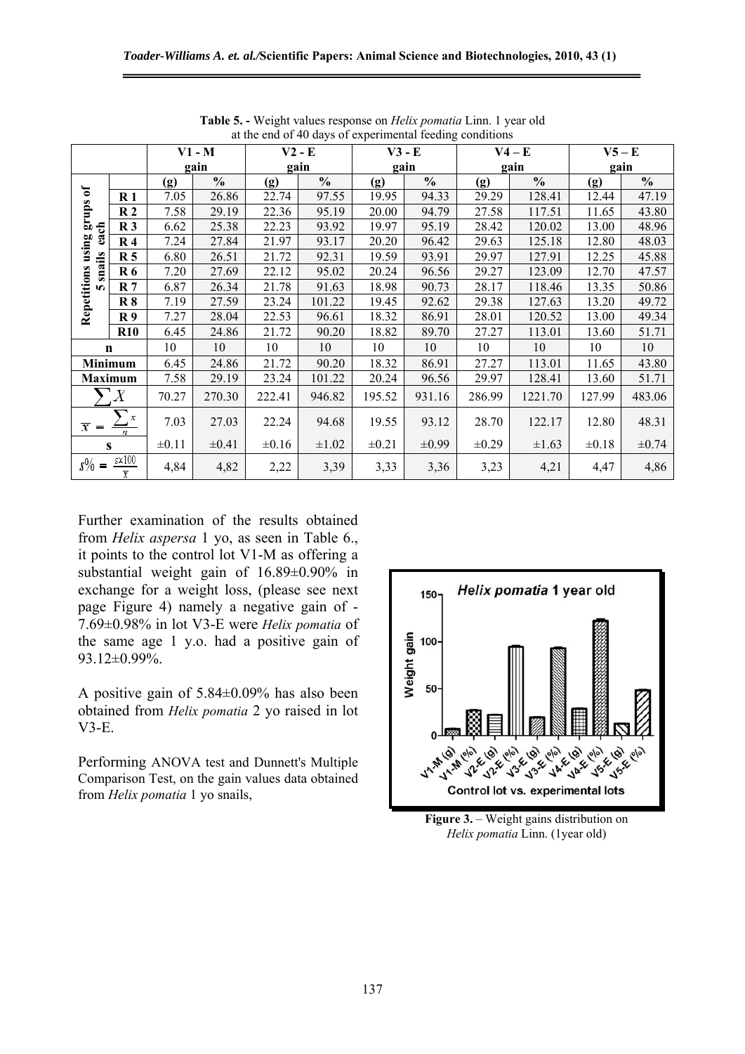**Table 5. -** Weight values response on *Helix pomatia* Linn. 1 year old at the end of 40 days of experimental feeding conditions

| | | V1 - M gain | | V2 - E gain | | V3 - E gain | | V4 – E gain | | V5 – E gain | |
|---|---|---|---|---|---|---|---|---|---|---|---|
| | | (g) | % | (g) | % | (g) | % | (g) | % | (g) | % |
| Repetitions using grups of 5 snails each | R 1 | 7.05 | 26.86 | 22.74 | 97.55 | 19.95 | 94.33 | 29.29 | 128.41 | 12.44 | 47.19 |
| | R 2 | 7.58 | 29.19 | 22.36 | 95.19 | 20.00 | 94.79 | 27.58 | 117.51 | 11.65 | 43.80 |
| | R 3 | 6.62 | 25.38 | 22.23 | 93.92 | 19.97 | 95.19 | 28.42 | 120.02 | 13.00 | 48.96 |
| | R 4 | 7.24 | 27.84 | 21.97 | 93.17 | 20.20 | 96.42 | 29.63 | 125.18 | 12.80 | 48.03 |
| | R 5 | 6.80 | 26.51 | 21.72 | 92.31 | 19.59 | 93.91 | 29.97 | 127.91 | 12.25 | 45.88 |
| | R 6 | 7.20 | 27.69 | 22.12 | 95.02 | 20.24 | 96.56 | 29.27 | 123.09 | 12.70 | 47.57 |
| | R 7 | 6.87 | 26.34 | 21.78 | 91.63 | 18.98 | 90.73 | 28.17 | 118.46 | 13.35 | 50.86 |
| | R 8 | 7.19 | 27.59 | 23.24 | 101.22 | 19.45 | 92.62 | 29.38 | 127.63 | 13.20 | 49.72 |
| | R 9 | 7.27 | 28.04 | 22.53 | 96.61 | 18.32 | 86.91 | 28.01 | 120.52 | 13.00 | 49.34 |
| | R10 | 6.45 | 24.86 | 21.72 | 90.20 | 18.82 | 89.70 | 27.27 | 113.01 | 13.60 | 51.71 |
| n | | 10 | 10 | 10 | 10 | 10 | 10 | 10 | 10 | 10 | 10 |
| Minimum | | 6.45 | 24.86 | 21.72 | 90.20 | 18.32 | 86.91 | 27.27 | 113.01 | 11.65 | 43.80 |
| Maximum | | 7.58 | 29.19 | 23.24 | 101.22 | 20.24 | 96.56 | 29.97 | 128.41 | 13.60 | 51.71 |
| $\sum X$ | | 70.27 | 270.30 | 222.41 | 946.82 | 195.52 | 931.16 | 286.99 | 1221.70 | 127.99 | 483.06 |
| $\overline{x} = \frac{\sum x}{n}$ | | 7.03 | 27.03 | 22.24 | 94.68 | 19.55 | 93.12 | 28.70 | 122.17 | 12.80 | 48.31 |
| s | | ±0.11 | ±0.41 | ±0.16 | ±1.02 | ±0.21 | ±0.99 | ±0.29 | ±1.63 | ±0.18 | ±0.74 |
| $s\% = \frac{s \times 100}{\overline{x}}$ | | 4,84 | 4,82 | 2,22 | 3,39 | 3,33 | 3,36 | 3,23 | 4,21 | 4,47 | 4,86 |

Further examination of the results obtained from *Helix aspersa* 1 yo, as seen in Table 6., it points to the control lot V1-M as offering a substantial weight gain of 16.89±0.90% in exchange for a weight loss, (please see next page Figure 4) namely a negative gain of -7.69±0.98% in lot V3-E were *Helix pomatia* of the same age 1 y.o. had a positive gain of 93.12±0.99%.

A positive gain of 5.84±0.09% has also been obtained from *Helix pomatia* 2 yo raised in lot V3-E.

Performing ANOVA test and Dunnett's Multiple Comparison Test, on the gain values data obtained from *Helix pomatia* 1 yo snails,

**Figure 3.** – Weight gains distribution on *Helix pomatia* Linn. (1year old)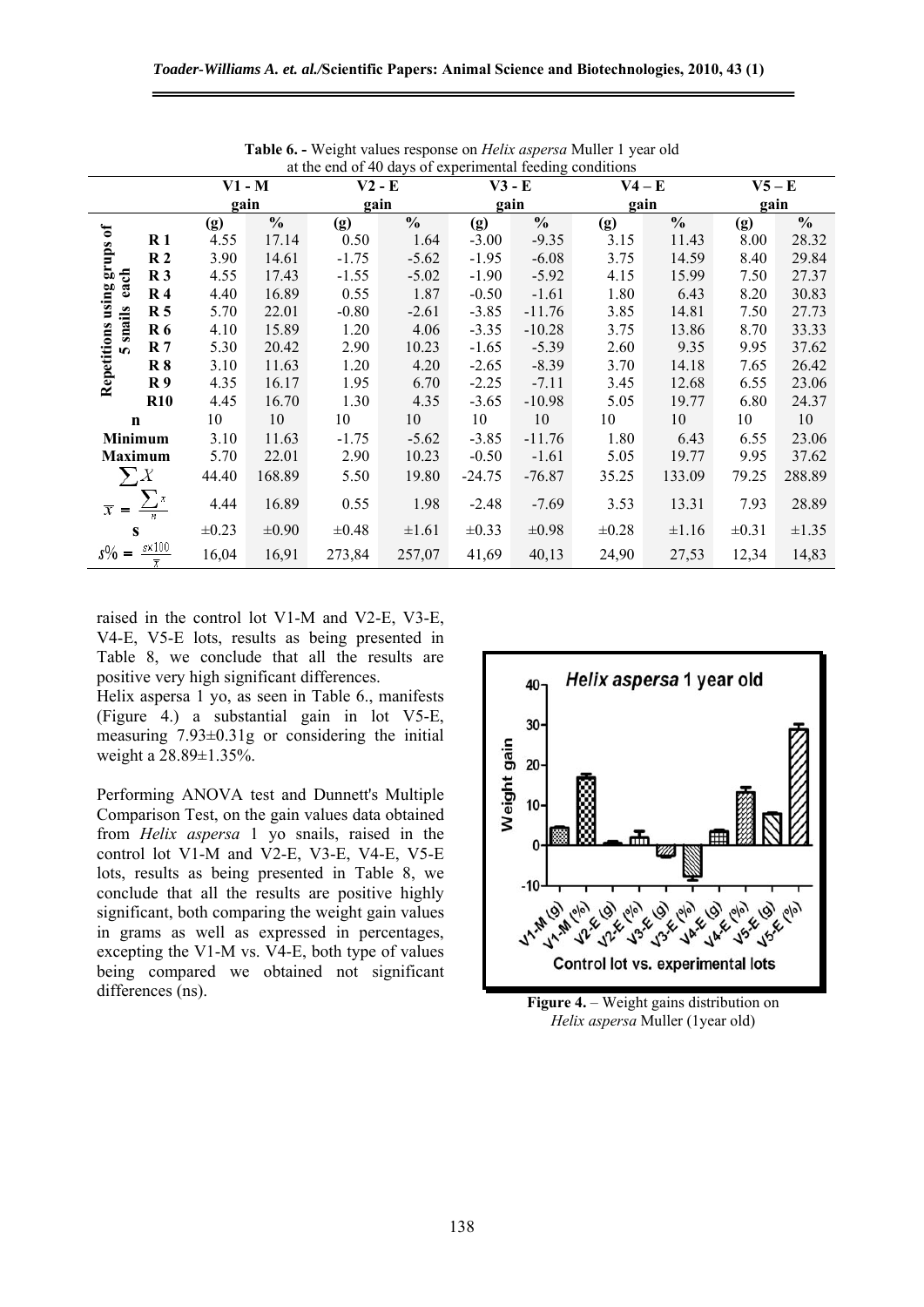**Table 6. -** Weight values response on *Helix aspersa* Muller 1 year old at the end of 40 days of experimental feeding conditions

| | | V1 - M gain | | V2 - E gain | | V3 - E gain | | V4 – E gain | | V5 – E gain | |
|---|---|---|---|---|---|---|---|---|---|---|---|
| | | (g) | % | (g) | % | (g) | % | (g) | % | (g) | % |
| Repetitions using grups of 5 snails each | R 1 | 4.55 | 17.14 | 0.50 | 1.64 | -3.00 | -9.35 | 3.15 | 11.43 | 8.00 | 28.32 |
| | R 2 | 3.90 | 14.61 | -1.75 | -5.62 | -1.95 | -6.08 | 3.75 | 14.59 | 8.40 | 29.84 |
| | R 3 | 4.55 | 17.43 | -1.55 | -5.02 | -1.90 | -5.92 | 4.15 | 15.99 | 7.50 | 27.37 |
| | R 4 | 4.40 | 16.89 | 0.55 | 1.87 | -0.50 | -1.61 | 1.80 | 6.43 | 8.20 | 30.83 |
| | R 5 | 5.70 | 22.01 | -0.80 | -2.61 | -3.85 | -11.76 | 3.85 | 14.81 | 7.50 | 27.73 |
| | R 6 | 4.10 | 15.89 | 1.20 | 4.06 | -3.35 | -10.28 | 3.75 | 13.86 | 8.70 | 33.33 |
| | R 7 | 5.30 | 20.42 | 2.90 | 10.23 | -1.65 | -5.39 | 2.60 | 9.35 | 9.95 | 37.62 |
| | R 8 | 3.10 | 11.63 | 1.20 | 4.20 | -2.65 | -8.39 | 3.70 | 14.18 | 7.65 | 26.42 |
| | R 9 | 4.35 | 16.17 | 1.95 | 6.70 | -2.25 | -7.11 | 3.45 | 12.68 | 6.55 | 23.06 |
| | R10 | 4.45 | 16.70 | 1.30 | 4.35 | -3.65 | -10.98 | 5.05 | 19.77 | 6.80 | 24.37 |
| n | | 10 | 10 | 10 | 10 | 10 | 10 | 10 | 10 | 10 | 10 |
| Minimum | | 3.10 | 11.63 | -1.75 | -5.62 | -3.85 | -11.76 | 1.80 | 6.43 | 6.55 | 23.06 |
| Maximum | | 5.70 | 22.01 | 2.90 | 10.23 | -0.50 | -1.61 | 5.05 | 19.77 | 9.95 | 37.62 |
| $\sum X$ | | 44.40 | 168.89 | 5.50 | 19.80 | -24.75 | -76.87 | 35.25 | 133.09 | 79.25 | 288.89 |
| $\overline{x} = \frac{\sum x}{n}$ | | 4.44 | 16.89 | 0.55 | 1.98 | -2.48 | -7.69 | 3.53 | 13.31 | 7.93 | 28.89 |
| s | | ±0.23 | ±0.90 | ±0.48 | ±1.61 | ±0.33 | ±0.98 | ±0.28 | ±1.16 | ±0.31 | ±1.35 |
| $s\% = \frac{s \times 100}{\overline{x}}$ | | 16,04 | 16,91 | 273,84 | 257,07 | 41,69 | 40,13 | 24,90 | 27,53 | 12,34 | 14,83 |

raised in the control lot V1-M and V2-E, V3-E, V4-E, V5-E lots, results as being presented in Table 8, we conclude that all the results are positive very high significant differences.

Helix aspersa 1 yo, as seen in Table 6., manifests (Figure 4.) a substantial gain in lot V5-E, measuring 7.93±0.31g or considering the initial weight a 28.89±1.35%.

Performing ANOVA test and Dunnett's Multiple Comparison Test, on the gain values data obtained from *Helix aspersa* 1 yo snails, raised in the control lot V1-M and V2-E, V3-E, V4-E, V5-E lots, results as being presented in Table 8, we conclude that all the results are positive highly significant, both comparing the weight gain values in grams as well as expressed in percentages, excepting the V1-M vs. V4-E, both type of values being compared we obtained not significant differences (ns).

**Figure 4.** – Weight gains distribution on *Helix aspersa* Muller (1year old)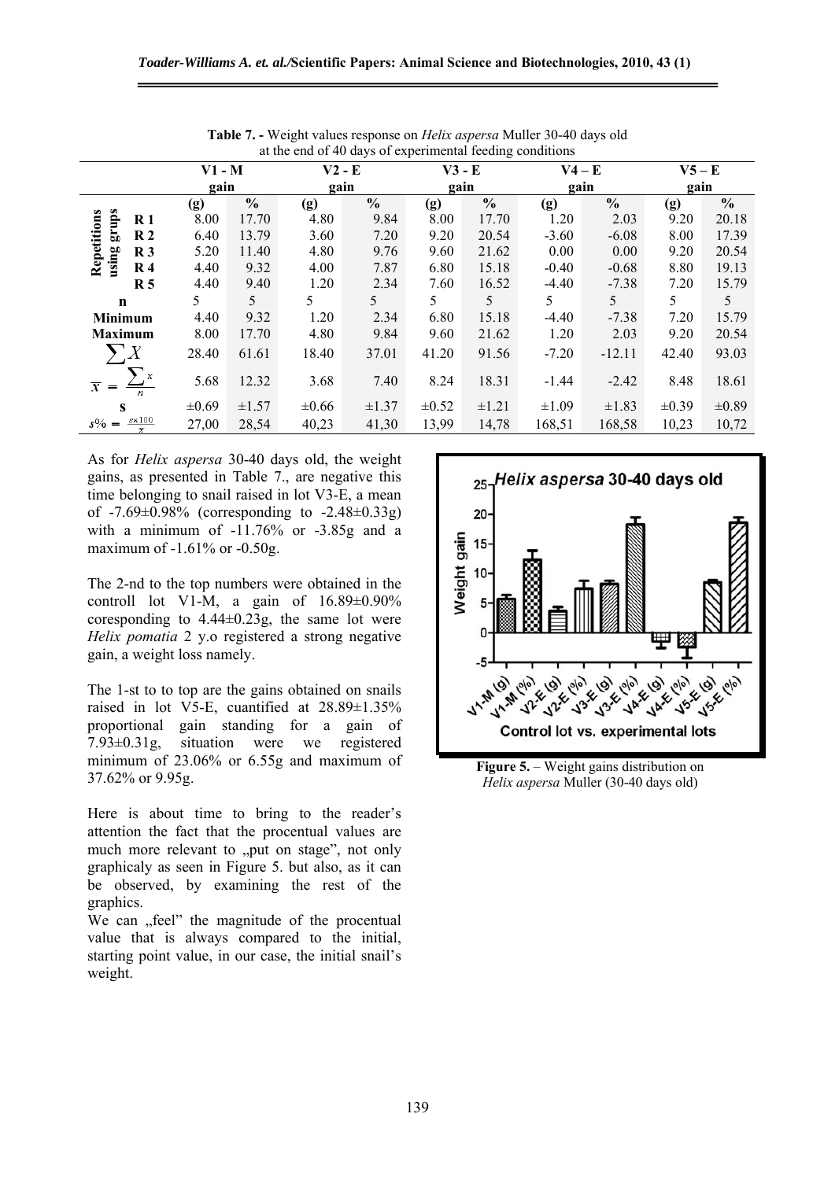**Table 7. -** Weight values response on *Helix aspersa* Muller 30-40 days old at the end of 40 days of experimental feeding conditions

| | | V1 - M gain | | V2 - E gain | | V3 - E gain | | V4 – E gain | | V5 – E gain | |
|---|---|---|---|---|---|---|---|---|---|---|---|
| | | (g) | % | (g) | % | (g) | % | (g) | % | (g) | % |
| Repetitions using grups | R 1 | 8.00 | 17.70 | 4.80 | 9.84 | 8.00 | 17.70 | 1.20 | 2.03 | 9.20 | 20.18 |
| | R 2 | 6.40 | 13.79 | 3.60 | 7.20 | 9.20 | 20.54 | -3.60 | -6.08 | 8.00 | 17.39 |
| | R 3 | 5.20 | 11.40 | 4.80 | 9.76 | 9.60 | 21.62 | 0.00 | 0.00 | 9.20 | 20.54 |
| | R 4 | 4.40 | 9.32 | 4.00 | 7.87 | 6.80 | 15.18 | -0.40 | -0.68 | 8.80 | 19.13 |
| | R 5 | 4.40 | 9.40 | 1.20 | 2.34 | 7.60 | 16.52 | -4.40 | -7.38 | 7.20 | 15.79 |
| n | | 5 | 5 | 5 | 5 | 5 | 5 | 5 | 5 | 5 | 5 |
| Minimum | | 4.40 | 9.32 | 1.20 | 2.34 | 6.80 | 15.18 | -4.40 | -7.38 | 7.20 | 15.79 |
| Maximum | | 8.00 | 17.70 | 4.80 | 9.84 | 9.60 | 21.62 | 1.20 | 2.03 | 9.20 | 20.54 |
| $\sum X$ | | 28.40 | 61.61 | 18.40 | 37.01 | 41.20 | 91.56 | -7.20 | -12.11 | 42.40 | 93.03 |
| $\overline{x} = \frac{\sum x}{n}$ | | 5.68 | 12.32 | 3.68 | 7.40 | 8.24 | 18.31 | -1.44 | -2.42 | 8.48 | 18.61 |
| s | | ±0.69 | ±1.57 | ±0.66 | ±1.37 | ±0.52 | ±1.21 | ±1.09 | ±1.83 | ±0.39 | ±0.89 |
| $s\% = \frac{s \times 100}{\overline{x}}$ | | 27,00 | 28,54 | 40,23 | 41,30 | 13,99 | 14,78 | 168,51 | 168,58 | 10,23 | 10,72 |

As for *Helix aspersa* 30-40 days old, the weight gains, as presented in Table 7., are negative this time belonging to snail raised in lot V3-E, a mean of -7.69±0.98% (corresponding to -2.48±0.33g) with a minimum of -11.76% or -3.85g and a maximum of -1.61% or -0.50g.

The 2-nd to the top numbers were obtained in the controll lot V1-M, a gain of 16.89±0.90% coresponding to 4.44±0.23g, the same lot were *Helix pomatia* 2 y.o registered a strong negative gain, a weight loss namely.

The 1-st to to top are the gains obtained on snails raised in lot V5-E, cuantified at 28.89±1.35% proportional gain standing for a gain of 7.93±0.31g, situation were we registered minimum of 23.06% or 6.55g and maximum of 37.62% or 9.95g.

Here is about time to bring to the reader's attention the fact that the procentual values are much more relevant to „put on stage", not only graphicaly as seen in Figure 5. but also, as it can be observed, by examining the rest of the graphics.

We can „feel" the magnitude of the procentual value that is always compared to the initial, starting point value, in our case, the initial snail's weight.

**Figure 5.** – Weight gains distribution on *Helix aspersa* Muller (30-40 days old)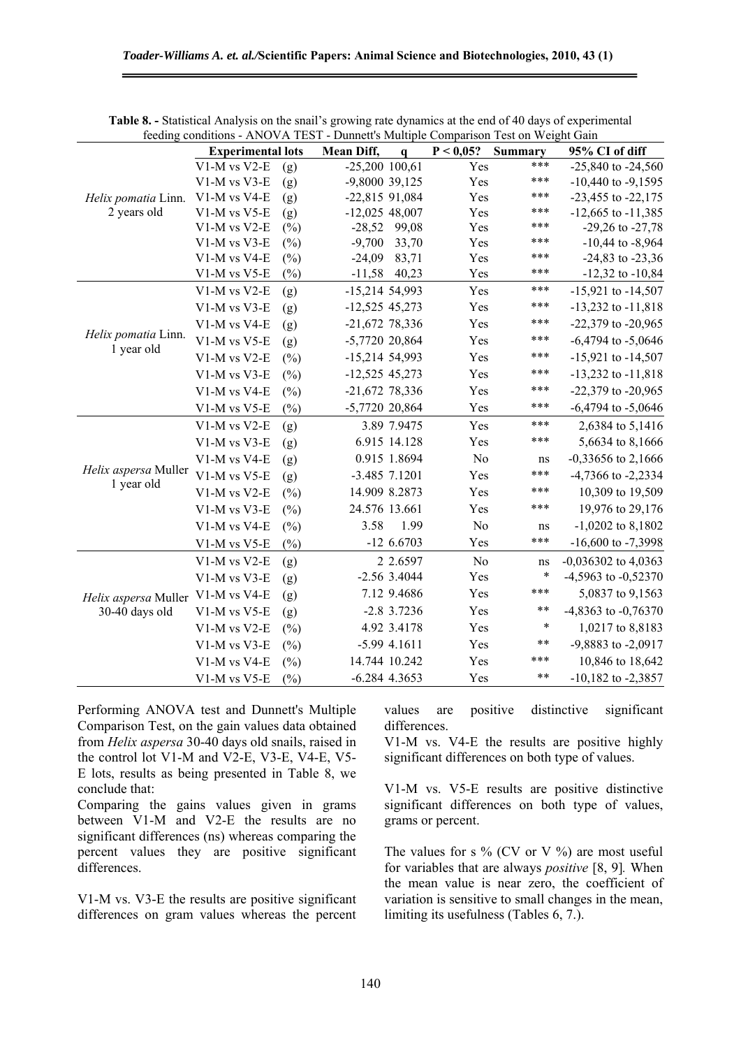**Table 8. -** Statistical Analysis on the snail's growing rate dynamics at the end of 40 days of experimental feeding conditions - ANOVA TEST - Dunnett's Multiple Comparison Test on Weight Gain

| | Experimental lots | | Mean Diff, | q | P < 0,05? | Summary | 95% CI of diff |
|---|---|---|---|---|---|---|---|
| *Helix pomatia* Linn. 2 years old | V1-M vs V2-E | (g) | -25,200 | 100,61 | Yes | *** | -25,840 to -24,560 |
| | V1-M vs V3-E | (g) | -9,8000 | 39,125 | Yes | *** | -10,440 to -9,1595 |
| | V1-M vs V4-E | (g) | -22,815 | 91,084 | Yes | *** | -23,455 to -22,175 |
| | V1-M vs V5-E | (g) | -12,025 | 48,007 | Yes | *** | -12,665 to -11,385 |
| | V1-M vs V2-E | (%) | -28,52 | 99,08 | Yes | *** | -29,26 to -27,78 |
| | V1-M vs V3-E | (%) | -9,700 | 33,70 | Yes | *** | -10,44 to -8,964 |
| | V1-M vs V4-E | (%) | -24,09 | 83,71 | Yes | *** | -24,83 to -23,36 |
| | V1-M vs V5-E | (%) | -11,58 | 40,23 | Yes | *** | -12,32 to -10,84 |
| *Helix pomatia* Linn. 1 year old | V1-M vs V2-E | (g) | -15,214 | 54,993 | Yes | *** | -15,921 to -14,507 |
| | V1-M vs V3-E | (g) | -12,525 | 45,273 | Yes | *** | -13,232 to -11,818 |
| | V1-M vs V4-E | (g) | -21,672 | 78,336 | Yes | *** | -22,379 to -20,965 |
| | V1-M vs V5-E | (g) | -5,7720 | 20,864 | Yes | *** | -6,4794 to -5,0646 |
| | V1-M vs V2-E | (%) | -15,214 | 54,993 | Yes | *** | -15,921 to -14,507 |
| | V1-M vs V3-E | (%) | -12,525 | 45,273 | Yes | *** | -13,232 to -11,818 |
| | V1-M vs V4-E | (%) | -21,672 | 78,336 | Yes | *** | -22,379 to -20,965 |
| | V1-M vs V5-E | (%) | -5,7720 | 20,864 | Yes | *** | -6,4794 to -5,0646 |
| *Helix aspersa* Muller 1 year old | V1-M vs V2-E | (g) | 3.89 | 7.9475 | Yes | *** | 2,6384 to 5,1416 |
| | V1-M vs V3-E | (g) | 6.915 | 14.128 | Yes | *** | 5,6634 to 8,1666 |
| | V1-M vs V4-E | (g) | 0.915 | 1.8694 | No | ns | -0,33656 to 2,1666 |
| | V1-M vs V5-E | (g) | -3.485 | 7.1201 | Yes | *** | -4,7366 to -2,2334 |
| | V1-M vs V2-E | (%) | 14.909 | 8.2873 | Yes | *** | 10,309 to 19,509 |
| | V1-M vs V3-E | (%) | 24.576 | 13.661 | Yes | *** | 19,976 to 29,176 |
| | V1-M vs V4-E | (%) | 3.58 | 1.99 | No | ns | -1,0202 to 8,1802 |
| | V1-M vs V5-E | (%) | -12 | 6.6703 | Yes | *** | -16,600 to -7,3998 |
| *Helix aspersa* Muller 30-40 days old | V1-M vs V2-E | (g) | 2 | 2.6597 | No | ns | -0,036302 to 4,0363 |
| | V1-M vs V3-E | (g) | -2.56 | 3.4044 | Yes | * | -4,5963 to -0,52370 |
| | V1-M vs V4-E | (g) | 7.12 | 9.4686 | Yes | *** | 5,0837 to 9,1563 |
| | V1-M vs V5-E | (g) | -2.8 | 3.7236 | Yes | ** | -4,8363 to -0,76370 |
| | V1-M vs V2-E | (%) | 4.92 | 3.4178 | Yes | * | 1,0217 to 8,8183 |
| | V1-M vs V3-E | (%) | -5.99 | 4.1611 | Yes | ** | -9,8883 to -2,0917 |
| | V1-M vs V4-E | (%) | 14.744 | 10.242 | Yes | *** | 10,846 to 18,642 |
| | V1-M vs V5-E | (%) | -6.284 | 4.3653 | Yes | ** | -10,182 to -2,3857 |

Performing ANOVA test and Dunnett's Multiple Comparison Test, on the gain values data obtained from *Helix aspersa* 30-40 days old snails, raised in the control lot V1-M and V2-E, V3-E, V4-E, V5-E lots, results as being presented in Table 8, we conclude that:

Comparing the gains values given in grams between V1-M and V2-E the results are no significant differences (ns) whereas comparing the percent values they are positive significant differences.

V1-M vs. V3-E the results are positive significant differences on gram values whereas the percent values are positive distinctive significant differences.

V1-M vs. V4-E the results are positive highly significant differences on both type of values.

V1-M vs. V5-E results are positive distinctive significant differences on both type of values, grams or percent.

The values for s % (CV or V %) are most useful for variables that are always *positive* [8, 9]. When the mean value is near zero, the coefficient of variation is sensitive to small changes in the mean, limiting its usefulness (Tables 6, 7.).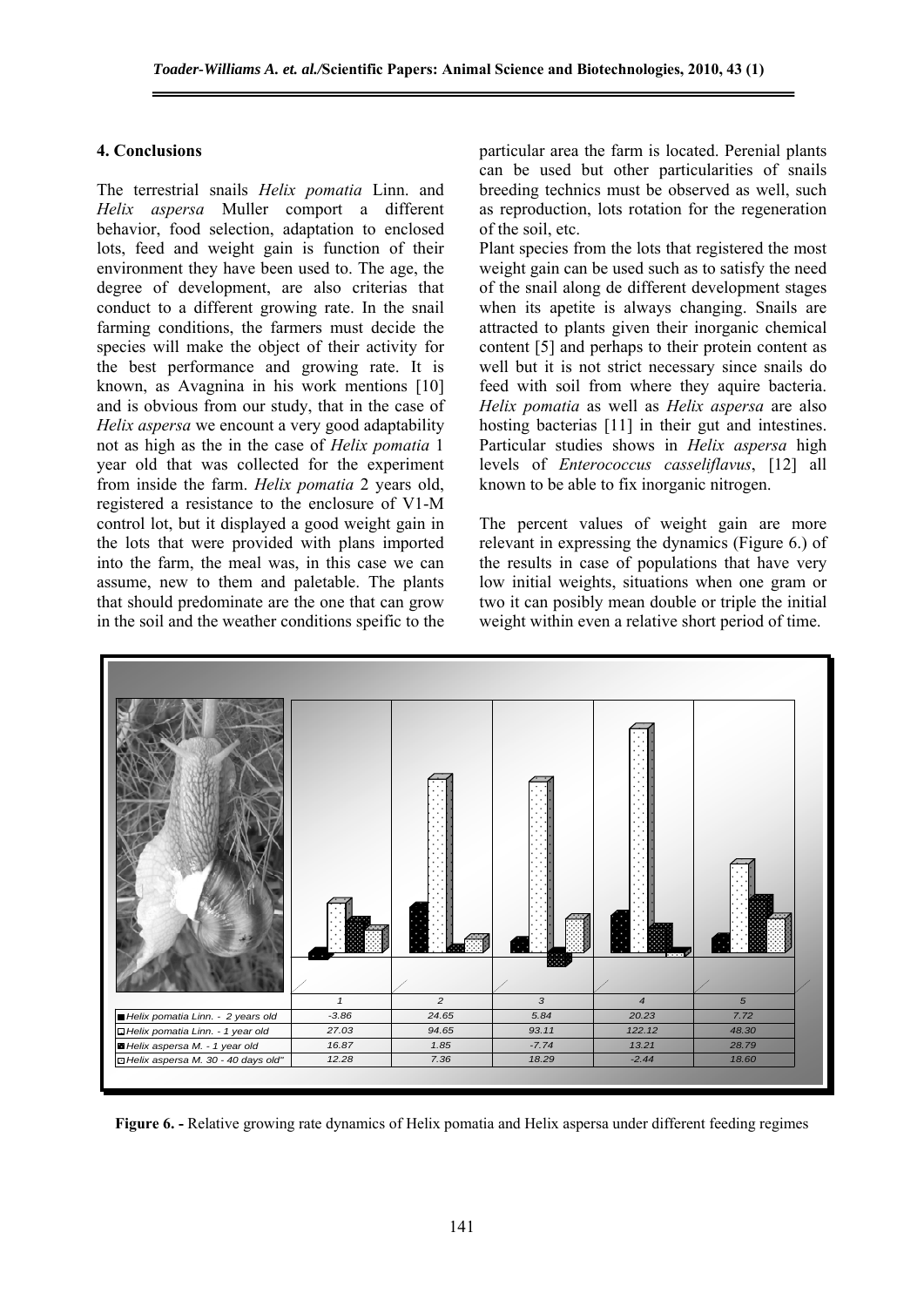## 4. Conclusions

The terrestrial snails *Helix pomatia* Linn. and *Helix aspersa* Muller comport a different behavior, food selection, adaptation to enclosed lots, feed and weight gain is function of their environment they have been used to. The age, the degree of development, are also criterias that conduct to a different growing rate. In the snail farming conditions, the farmers must decide the species will make the object of their activity for the best performance and growing rate. It is known, as Avagnina in his work mentions [10] and is obvious from our study, that in the case of *Helix aspersa* we encount a very good adaptability not as high as the in the case of *Helix pomatia* 1 year old that was collected for the experiment from inside the farm. *Helix pomatia* 2 years old, registered a resistance to the enclosure of V1-M control lot, but it displayed a good weight gain in the lots that were provided with plans imported into the farm, the meal was, in this case we can assume, new to them and paletable. The plants that should predominate are the one that can grow in the soil and the weather conditions speific to the particular area the farm is located. Perenial plants can be used but other particularities of snails breeding technics must be observed as well, such as reproduction, lots rotation for the regeneration of the soil, etc.

Plant species from the lots that registered the most weight gain can be used such as to satisfy the need of the snail along de different development stages when its apetite is always changing. Snails are attracted to plants given their inorganic chemical content [5] and perhaps to their protein content as well but it is not strict necessary since snails do feed with soil from where they aquire bacteria. *Helix pomatia* as well as *Helix aspersa* are also hosting bacterias [11] in their gut and intestines. Particular studies shows in *Helix aspersa* high levels of *Enterococcus casseliflavus*, [12] all known to be able to fix inorganic nitrogen.

The percent values of weight gain are more relevant in expressing the dynamics (Figure 6.) of the results in case of populations that have very low initial weights, situations when one gram or two it can posibly mean double or triple the initial weight within even a relative short period of time.

| | 1 | 2 | 3 | 4 | 5 |
|---|---|---|---|---|---|
| Helix pomatia Linn. - 2 years old | -3.86 | 24.65 | 5.84 | 20.23 | 7.72 |
| Helix pomatia Linn. - 1 year old | 27.03 | 94.65 | 93.11 | 122.12 | 48.30 |
| Helix aspersa M. - 1 year old | 16.87 | 1.85 | -7.74 | 13.21 | 28.79 |
| Helix aspersa M. 30 - 40 days old" | 12.28 | 7.36 | 18.29 | -2.44 | 18.60 |

**Figure 6. -** Relative growing rate dynamics of Helix pomatia and Helix aspersa under different feeding regimes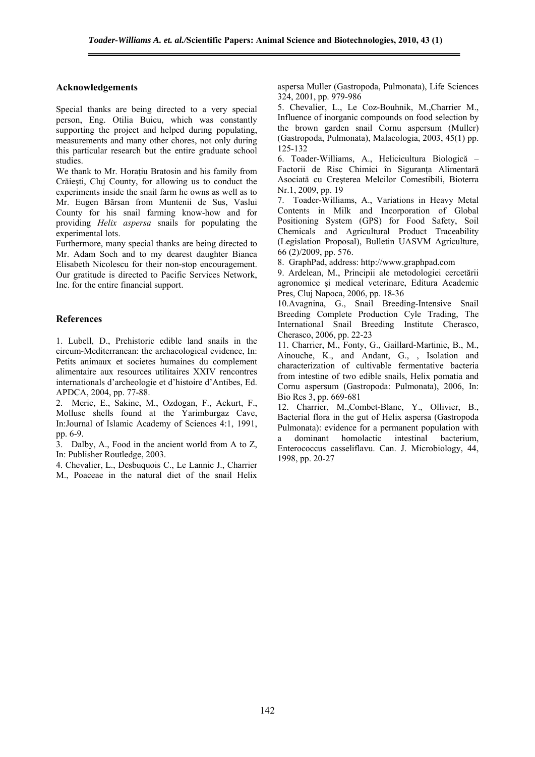## Acknowledgements

Special thanks are being directed to a very special person, Eng. Otilia Buicu, which was constantly supporting the project and helped during populating, measurements and many other chores, not only during this particular research but the entire graduate school studies.

We thank to Mr. Horaţiu Bratosin and his family from Crăieşti, Cluj County, for allowing us to conduct the experiments inside the snail farm he owns as well as to Mr. Eugen Bărsan from Muntenii de Sus, Vaslui County for his snail farming know-how and for providing *Helix aspersa* snails for populating the experimental lots.

Furthermore, many special thanks are being directed to Mr. Adam Soch and to my dearest daughter Bianca Elisabeth Nicolescu for their non-stop encouragement. Our gratitude is directed to Pacific Services Network, Inc. for the entire financial support.

## References

1. Lubell, D., Prehistoric edible land snails in the circum-Mediterranean: the archaeological evidence, In: Petits animaux et societes humaines du complement alimentaire aux resources utilitaires XXIV rencontres internationals d'archeologie et d'histoire d'Antibes, Ed. APDCA, 2004, pp. 77-88.

2. Meric, E., Sakinc, M., Ozdogan, F., Ackurt, F., Mollusc shells found at the Yarimburgaz Cave, In:Journal of Islamic Academy of Sciences 4:1, 1991, pp. 6-9.

3. Dalby, A., Food in the ancient world from A to Z, In: Publisher Routledge, 2003.

4. Chevalier, L., Desbuquois C., Le Lannic J., Charrier M., Poaceae in the natural diet of the snail Helix aspersa Muller (Gastropoda, Pulmonata), Life Sciences 324, 2001, pp. 979-986

5. Chevalier, L., Le Coz-Bouhnik, M.,Charrier M., Influence of inorganic compounds on food selection by the brown garden snail Cornu aspersum (Muller) (Gastropoda, Pulmonata), Malacologia, 2003, 45(1) pp. 125-132

6. Toader-Williams, A., Helicicultura Biologică – Factorii de Risc Chimici în Siguranţa Alimentară Asociată cu Creşterea Melcilor Comestibili, Bioterra Nr.1, 2009, pp. 19

7. Toader-Williams, A., Variations in Heavy Metal Contents in Milk and Incorporation of Global Positioning System (GPS) for Food Safety, Soil Chemicals and Agricultural Product Traceability (Legislation Proposal), Bulletin UASVM Agriculture, 66 (2)/2009, pp. 576.

8. GraphPad, address: http://www.graphpad.com

9. Ardelean, M., Principii ale metodologiei cercetării agronomice şi medical veterinare, Editura Academic Pres, Cluj Napoca, 2006, pp. 18-36

10. Avagnina, G., Snail Breeding-Intensive Snail Breeding Complete Production Cyle Trading, The International Snail Breeding Institute Cherasco, Cherasco, 2006, pp. 22-23

11. Charrier, M., Fonty, G., Gaillard-Martinie, B., M., Ainouche, K., and Andant, G., , Isolation and characterization of cultivable fermentative bacteria from intestine of two edible snails, Helix pomatia and Cornu aspersum (Gastropoda: Pulmonata), 2006, In: Bio Res 3, pp. 669-681

12. Charrier, M.,Combet-Blanc, Y., Ollivier, B., Bacterial flora in the gut of Helix aspersa (Gastropoda Pulmonata): evidence for a permanent population with a dominant homolactic intestinal bacterium, Enterococcus casseliflavu. Can. J. Microbiology, 44, 1998, pp. 20-27